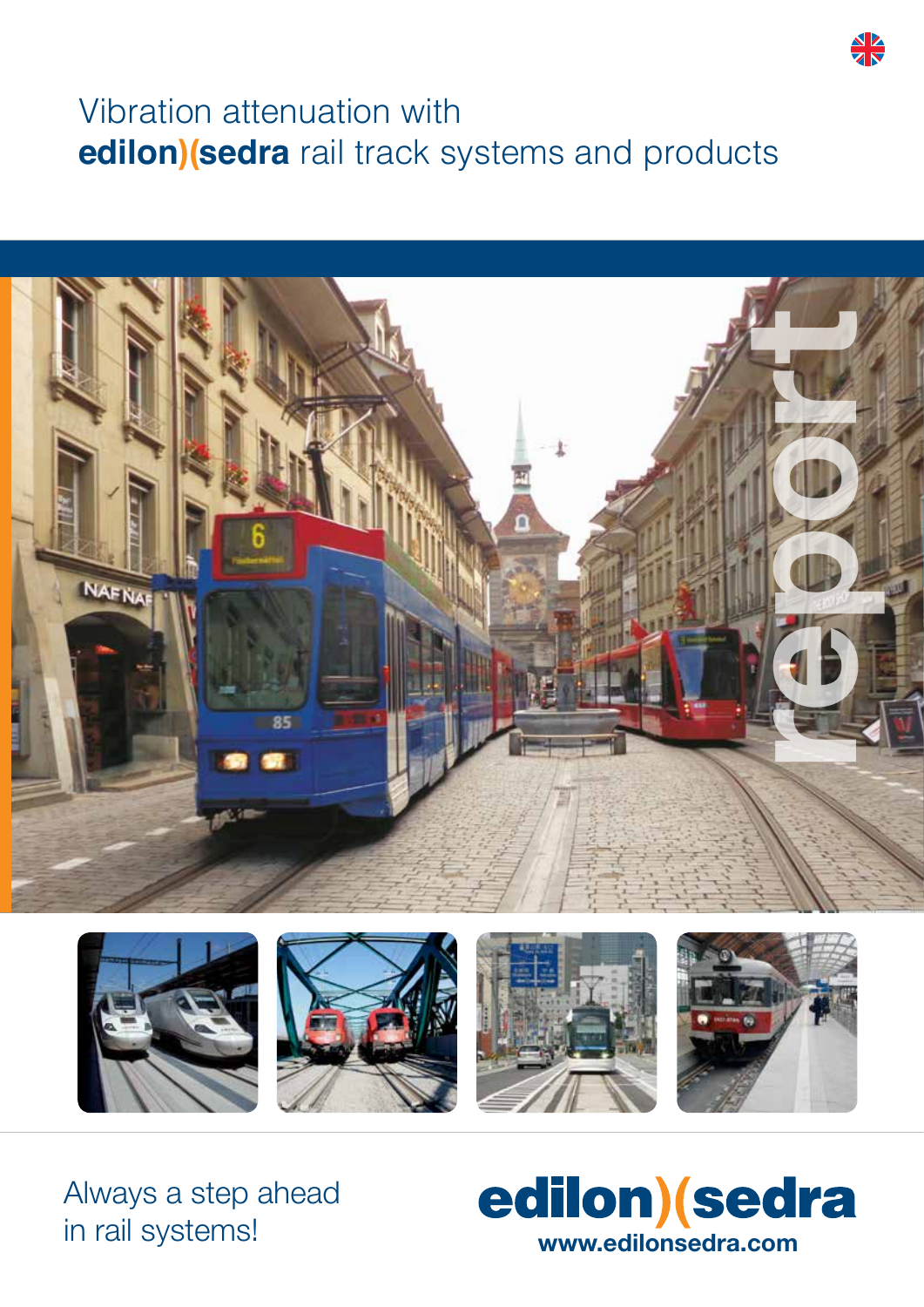# Vibration attenuation with **edilon)(sedra** rail track systems and products

report

Always a step ahead in rail systems!

**edilon)(sedra**

**www.edilonsedra.com**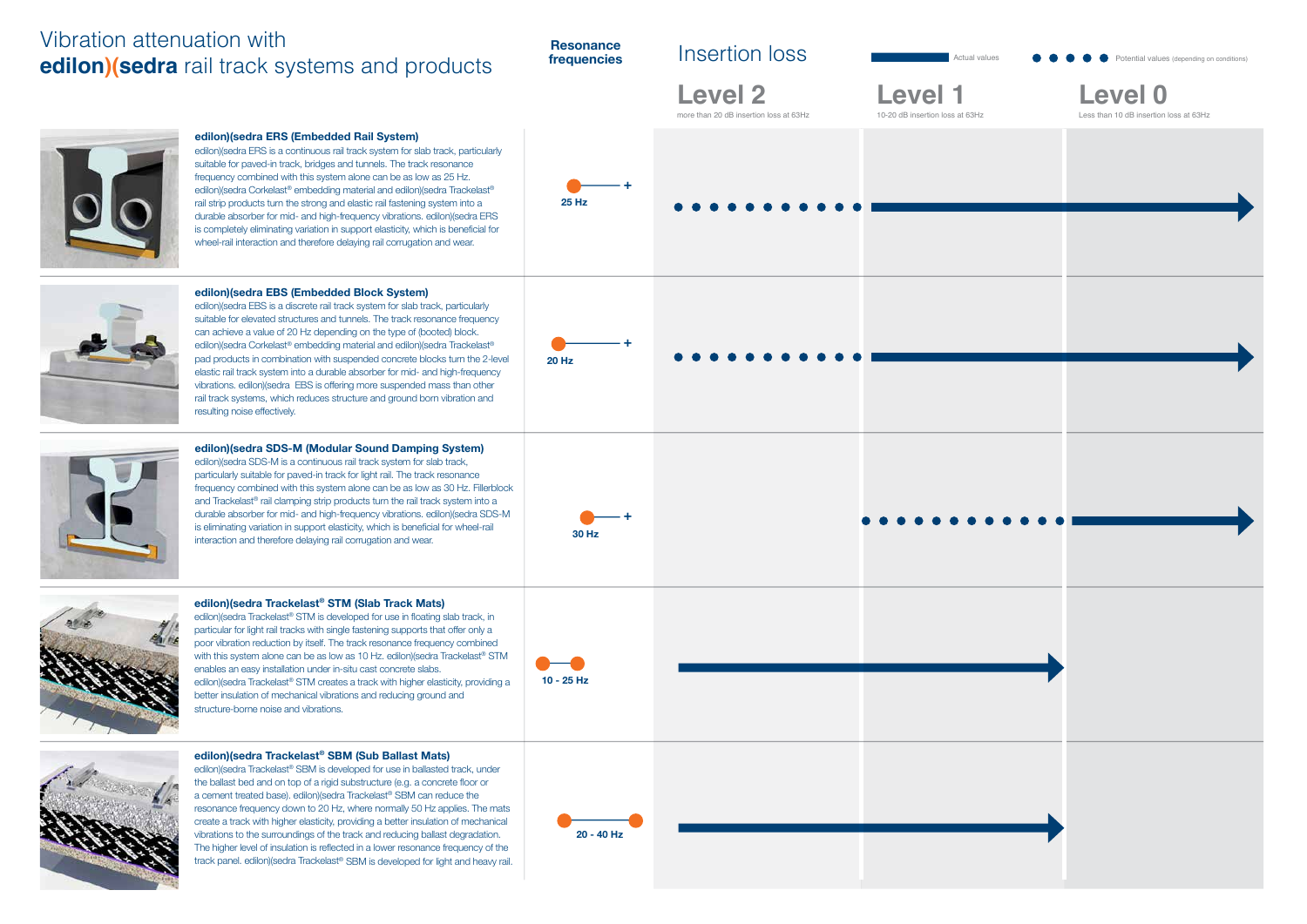# Vibration attenuation with **edilon)(sedra** rail track systems and products

**Resonance frequencies**

Insertion loss

Actual values — Potential values (depending on conditions)

| Product | Resonance frequencies | Level 2 (more than 20 dB insertion loss at 63Hz) | Level 1 (10-20 dB insertion loss at 63Hz) | Level 0 (Less than 10 dB insertion loss at 63Hz) |
|---|---|---|---|---|
| edilon)(sedra ERS | 25 Hz + | Potential | Actual | Actual |
| edilon)(sedra EBS | 20 Hz + | Potential | Actual | Actual |
| edilon)(sedra SDS-M | 30 Hz + | | Potential | Actual |
| edilon)(sedra Trackelast® STM | 10 - 25 Hz | Actual | Actual | |
| edilon)(sedra Trackelast® SBM | 20 - 40 Hz | Actual | Actual | |

### edilon)(sedra ERS (Embedded Rail System)

edilon)(sedra ERS is a continuous rail track system for slab track, particularly suitable for paved-in track, bridges and tunnels. The track resonance frequency combined with this system alone can be as low as 25 Hz. edilon)(sedra Corkelast® embedding material and edilon)(sedra Trackelast® rail strip products turn the strong and elastic rail fastening system into a durable absorber for mid- and high-frequency vibrations. edilon)(sedra ERS is completely eliminating variation in support elasticity, which is beneficial for wheel-rail interaction and therefore delaying rail corrugation and wear.

### edilon)(sedra EBS (Embedded Block System)

edilon)(sedra EBS is a discrete rail track system for slab track, particularly suitable for elevated structures and tunnels. The track resonance frequency can achieve a value of 20 Hz depending on the type of (booted) block. edilon)(sedra Corkelast® embedding material and edilon)(sedra Trackelast® pad products in combination with suspended concrete blocks turn the 2-level elastic rail track system into a durable absorber for mid- and high-frequency vibrations. edilon)(sedra EBS is offering more suspended mass than other rail track systems, which reduces structure and ground born vibration and resulting noise effectively.

### edilon)(sedra SDS-M (Modular Sound Damping System)

edilon)(sedra SDS-M is a continuous rail track system for slab track, particularly suitable for paved-in track for light rail. The track resonance frequency combined with this system alone can be as low as 30 Hz. Fillerblock and Trackelast® rail clamping strip products turn the rail track system into a durable absorber for mid- and high-frequency vibrations. edilon)(sedra SDS-M is eliminating variation in support elasticity, which is beneficial for wheel-rail interaction and therefore delaying rail corrugation and wear.

### edilon)(sedra Trackelast® STM (Slab Track Mats)

edilon)(sedra Trackelast® STM is developed for use in floating slab track, in particular for light rail tracks with single fastening supports that offer only a poor vibration reduction by itself. The track resonance frequency combined with this system alone can be as low as 10 Hz. edilon)(sedra Trackelast® STM enables an easy installation under in-situ cast concrete slabs. edilon)(sedra Trackelast® STM creates a track with higher elasticity, providing a better insulation of mechanical vibrations and reducing ground and structure-borne noise and vibrations.

### edilon)(sedra Trackelast® SBM (Sub Ballast Mats)

edilon)(sedra Trackelast® SBM is developed for use in ballasted track, under the ballast bed and on top of a rigid substructure (e.g. a concrete floor or a cement treated base). edilon)(sedra Trackelast® SBM can reduce the resonance frequency down to 20 Hz, where normally 50 Hz applies. The mats create a track with higher elasticity, providing a better insulation of mechanical vibrations to the surroundings of the track and reducing ballast degradation. The higher level of insulation is reflected in a lower resonance frequency of the track panel. edilon)(sedra Trackelast® SBM is developed for light and heavy rail.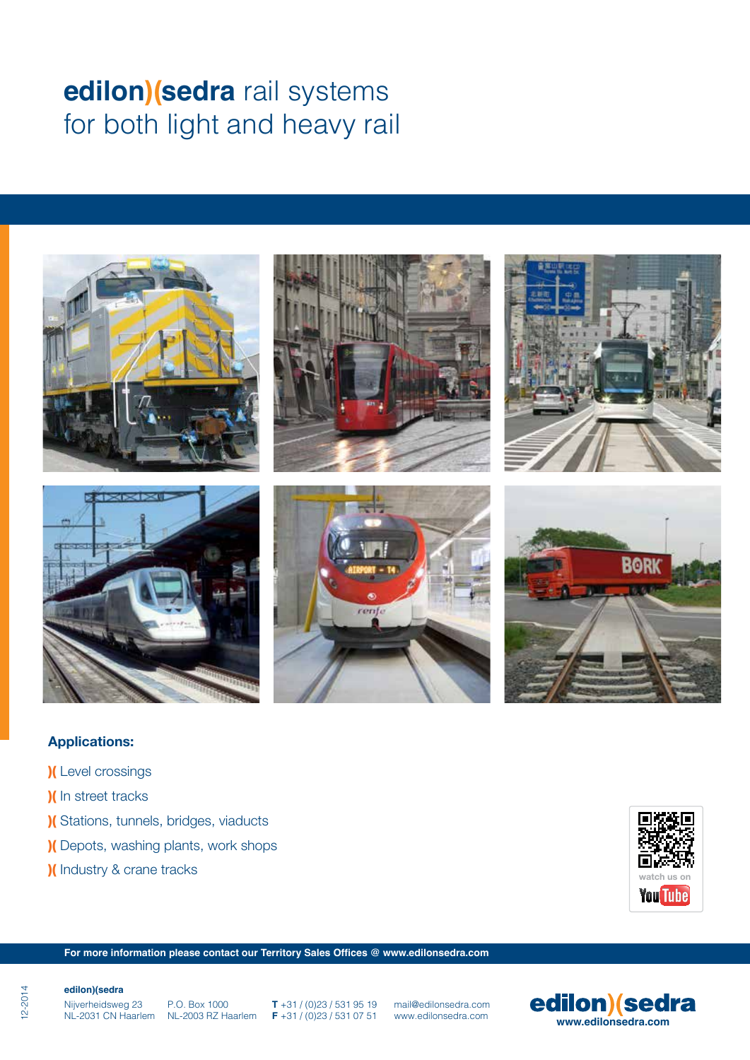# edilon)(sedra rail systems for both light and heavy rail

**Applications:**

- )( Level crossings
- )( In street tracks
- )( Stations, tunnels, bridges, viaducts
- )( Depots, washing plants, work shops
- )( Industry & crane tracks

watch us on YouTube

**For more information please contact our Territory Sales Offices @ www.edilonsedra.com**

**edilon)(sedra**

Nijverheidsweg 23
NL-2031 CN Haarlem

P.O. Box 1000
NL-2003 RZ Haarlem

**T** +31 / (0)23 / 531 95 19
**F** +31 / (0)23 / 531 07 51

mail@edilonsedra.com
www.edilonsedra.com

**edilon)(sedra**
**www.edilonsedra.com**

12-2014